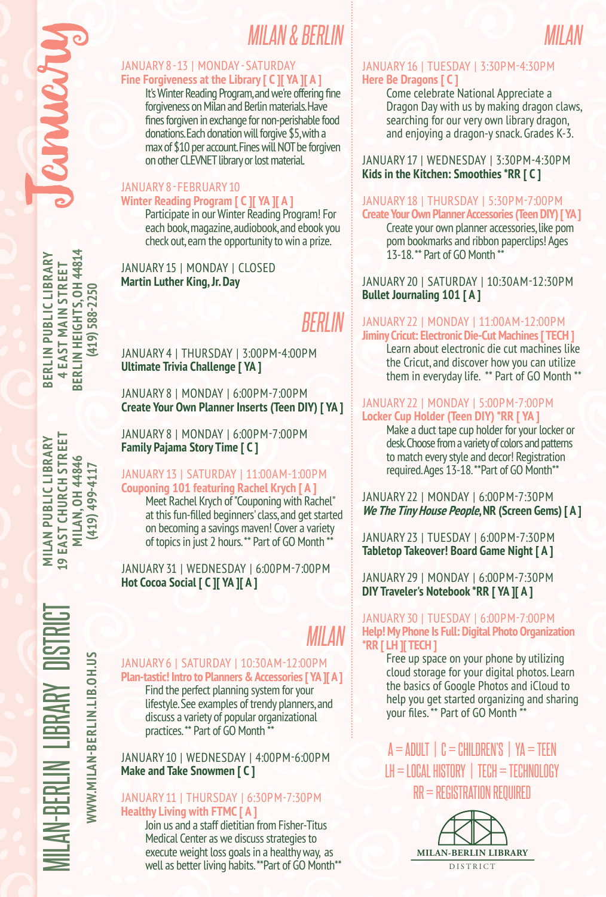# January

**BERLIN PUBLIC LIBRARY**
**4 EAST MAIN STREET**
**BERLIN HEIGHTS, OH 44814**
**(419) 588-2250**

**MILAN PUBLIC LIBRARY**
**19 EAST CHURCH STREET**
**MILAN, OH 44846**
**(419) 499-4117**

MILAN-BERLIN LIBRARY DISTRICT

WWW.MILAN-BERLIN.LIB.OH.US

## MILAN & BERLIN

JANUARY 8 - 13 | MONDAY - SATURDAY
**Fine Forgiveness at the Library [ C ][ YA ][ A ]**
It's Winter Reading Program, and we're offering fine forgiveness on Milan and Berlin materials. Have fines forgiven in exchange for non-perishable food donations. Each donation will forgive $5, with a max of $10 per account. Fines will NOT be forgiven on other CLEVNET library or lost material.

JANUARY 8 - FEBRUARY 10
**Winter Reading Program [ C ][ YA ][ A ]**
Participate in our Winter Reading Program! For each book, magazine, audiobook, and ebook you check out, earn the opportunity to win a prize.

JANUARY 15 | MONDAY | CLOSED
**Martin Luther King, Jr. Day**

## BERLIN

JANUARY 4 | THURSDAY | 3:00PM-4:00PM
**Ultimate Trivia Challenge [ YA ]**

JANUARY 8 | MONDAY | 6:00PM-7:00PM
**Create Your Own Planner Inserts (Teen DIY) [ YA ]**

JANUARY 8 | MONDAY | 6:00PM-7:00PM
**Family Pajama Story Time [ C ]**

JANUARY 13 | SATURDAY | 11:00AM-1:00PM
**Couponing 101 featuring Rachel Krych [ A ]**
Meet Rachel Krych of "Couponing with Rachel" at this fun-filled beginners' class, and get started on becoming a savings maven! Cover a variety of topics in just 2 hours. ** Part of GO Month **

JANUARY 31 | WEDNESDAY | 6:00PM-7:00PM
**Hot Cocoa Social [ C ][ YA ][ A ]**

## MILAN

JANUARY 6 | SATURDAY | 10:30AM-12:00PM
**Plan-tastic! Intro to Planners & Accessories [ YA ][ A ]**
Find the perfect planning system for your lifestyle. See examples of trendy planners, and discuss a variety of popular organizational practices. ** Part of GO Month **

JANUARY 10 | WEDNESDAY | 4:00PM-6:00PM
**Make and Take Snowmen [ C ]**

JANUARY 11 | THURSDAY | 6:30PM-7:30PM
**Healthy Living with FTMC [ A ]**
Join us and a staff dietitian from Fisher-Titus Medical Center as we discuss strategies to execute weight loss goals in a healthy way, as well as better living habits. **Part of GO Month**

## MILAN

JANUARY 16 | TUESDAY | 3:30PM-4:30PM
**Here Be Dragons [ C ]**
Come celebrate National Appreciate a Dragon Day with us by making dragon claws, searching for our very own library dragon, and enjoying a dragon-y snack. Grades K-3.

JANUARY 17 | WEDNESDAY | 3:30PM-4:30PM
**Kids in the Kitchen: Smoothies *RR [ C ]**

JANUARY 18 | THURSDAY | 5:30PM-7:00PM
**Create Your Own Planner Accessories (Teen DIY) [ YA ]**
Create your own planner accessories, like pom pom bookmarks and ribbon paperclips! Ages 13-18. ** Part of GO Month **

JANUARY 20 | SATURDAY | 10:30AM-12:30PM
**Bullet Journaling 101 [ A ]**

JANUARY 22 | MONDAY | 11:00AM-12:00PM
**Jiminy Cricut: Electronic Die-Cut Machines [ TECH ]**
Learn about electronic die cut machines like the Cricut, and discover how you can utilize them in everyday life. ** Part of GO Month **

JANUARY 22 | MONDAY | 5:00PM-7:00PM
**Locker Cup Holder (Teen DIY) *RR [ YA ]**
Make a duct tape cup holder for your locker or desk. Choose from a variety of colors and patterns to match every style and decor! Registration required. Ages 13-18. **Part of GO Month**

JANUARY 22 | MONDAY | 6:00PM-7:30PM
***We The Tiny House People*, NR (Screen Gems) [ A ]**

JANUARY 23 | TUESDAY | 6:00PM-7:30PM
**Tabletop Takeover! Board Game Night [ A ]**

JANUARY 29 | MONDAY | 6:00PM-7:30PM
**DIY Traveler's Notebook *RR [ YA ][ A ]**

JANUARY 30 | TUESDAY | 6:00PM-7:00PM
**Help! My Phone Is Full: Digital Photo Organization *RR [ LH ][ TECH ]**
Free up space on your phone by utilizing cloud storage for your digital photos. Learn the basics of Google Photos and iCloud to help you get started organizing and sharing your files. ** Part of GO Month **

A = ADULT | C = CHILDREN'S | YA = TEEN
LH = LOCAL HISTORY | TECH = TECHNOLOGY
RR = REGISTRATION REQUIRED

MILAN-BERLIN LIBRARY DISTRICT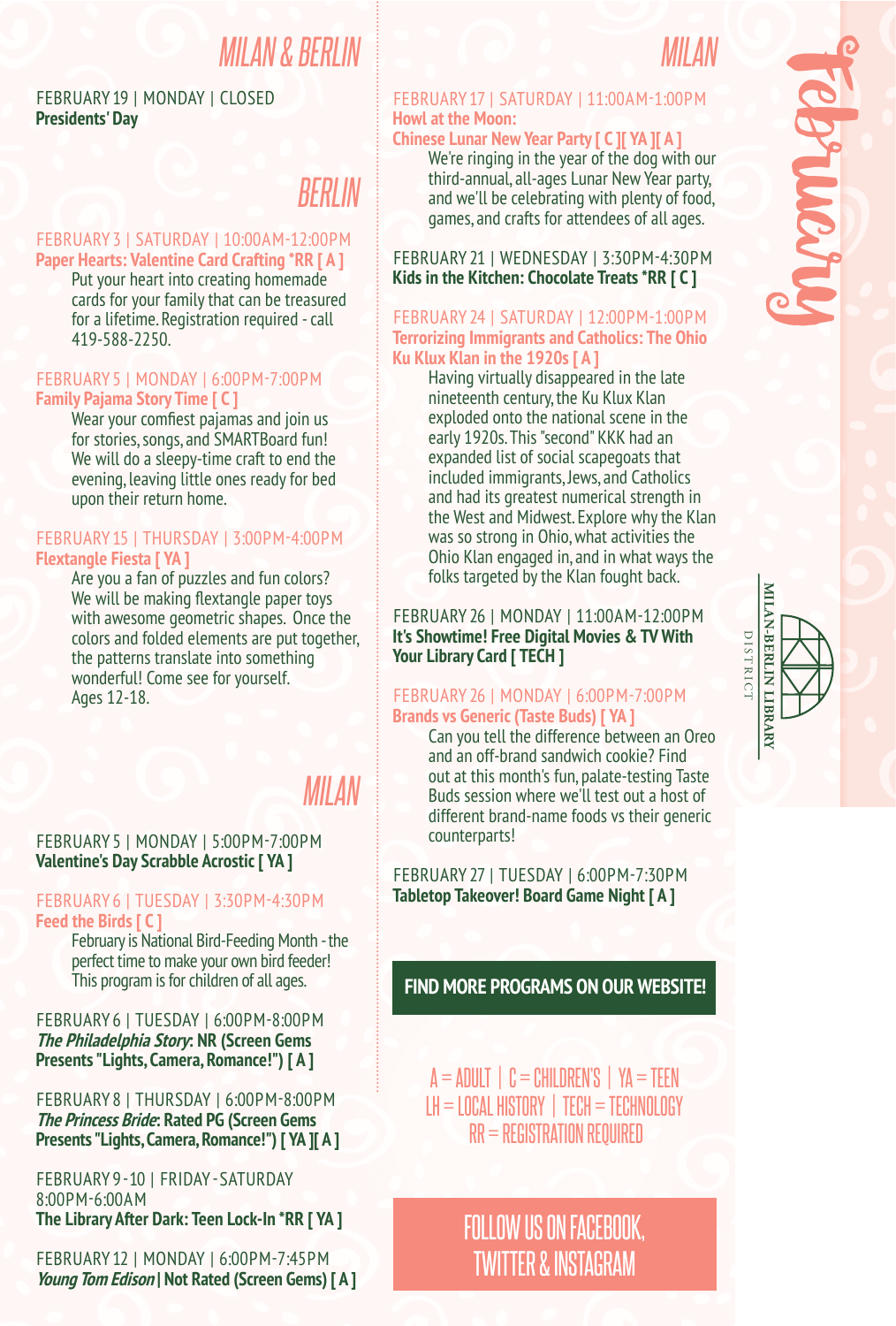## MILAN & BERLIN

FEBRUARY 19 | MONDAY | CLOSED
**Presidents' Day**

## BERLIN

FEBRUARY 3 | SATURDAY | 10:00AM-12:00PM
**Paper Hearts: Valentine Card Crafting *RR [ A ]**
Put your heart into creating homemade cards for your family that can be treasured for a lifetime. Registration required - call 419-588-2250.

FEBRUARY 5 | MONDAY | 6:00PM-7:00PM
**Family Pajama Story Time [ C ]**
Wear your comfiest pajamas and join us for stories, songs, and SMARTBoard fun! We will do a sleepy-time craft to end the evening, leaving little ones ready for bed upon their return home.

FEBRUARY 15 | THURSDAY | 3:00PM-4:00PM
**Flextangle Fiesta [ YA ]**
Are you a fan of puzzles and fun colors? We will be making flextangle paper toys with awesome geometric shapes. Once the colors and folded elements are put together, the patterns translate into something wonderful! Come see for yourself. Ages 12-18.

## MILAN

FEBRUARY 5 | MONDAY | 5:00PM-7:00PM
**Valentine's Day Scrabble Acrostic [ YA ]**

FEBRUARY 6 | TUESDAY | 3:30PM-4:30PM
**Feed the Birds [ C ]**
February is National Bird-Feeding Month - the perfect time to make your own bird feeder! This program is for children of all ages.

FEBRUARY 6 | TUESDAY | 6:00PM-8:00PM
***The Philadelphia Story*: NR (Screen Gems Presents "Lights, Camera, Romance!") [ A ]**

FEBRUARY 8 | THURSDAY | 6:00PM-8:00PM
***The Princess Bride*: Rated PG (Screen Gems Presents "Lights, Camera, Romance!") [ YA ][ A ]**

FEBRUARY 9-10 | FRIDAY-SATURDAY
8:00PM-6:00AM
**The Library After Dark: Teen Lock-In *RR [ YA ]**

FEBRUARY 12 | MONDAY | 6:00PM-7:45PM
***Young Tom Edison* | Not Rated (Screen Gems) [ A ]**

## MILAN

FEBRUARY 17 | SATURDAY | 11:00AM-1:00PM
**Howl at the Moon: Chinese Lunar New Year Party [ C ][ YA ][ A ]**
We're ringing in the year of the dog with our third-annual, all-ages Lunar New Year party, and we'll be celebrating with plenty of food, games, and crafts for attendees of all ages.

FEBRUARY 21 | WEDNESDAY | 3:30PM-4:30PM
**Kids in the Kitchen: Chocolate Treats *RR [ C ]**

FEBRUARY 24 | SATURDAY | 12:00PM-1:00PM
**Terrorizing Immigrants and Catholics: The Ohio Ku Klux Klan in the 1920s [ A ]**
Having virtually disappeared in the late nineteenth century, the Ku Klux Klan exploded onto the national scene in the early 1920s. This "second" KKK had an expanded list of social scapegoats that included immigrants, Jews, and Catholics and had its greatest numerical strength in the West and Midwest. Explore why the Klan was so strong in Ohio, what activities the Ohio Klan engaged in, and in what ways the folks targeted by the Klan fought back.

FEBRUARY 26 | MONDAY | 11:00AM-12:00PM
**It's Showtime! Free Digital Movies & TV With Your Library Card [ TECH ]**

FEBRUARY 26 | MONDAY | 6:00PM-7:00PM
**Brands vs Generic (Taste Buds) [ YA ]**
Can you tell the difference between an Oreo and an off-brand sandwich cookie? Find out at this month's fun, palate-testing Taste Buds session where we'll test out a host of different brand-name foods vs their generic counterparts!

FEBRUARY 27 | TUESDAY | 6:00PM-7:30PM
**Tabletop Takeover! Board Game Night [ A ]**

**FIND MORE PROGRAMS ON OUR WEBSITE!**

A = ADULT | C = CHILDREN'S | YA = TEEN
LH = LOCAL HISTORY | TECH = TECHNOLOGY
RR = REGISTRATION REQUIRED

FOLLOW US ON FACEBOOK, TWITTER & INSTAGRAM

# February

MILAN-BERLIN LIBRARY DISTRICT